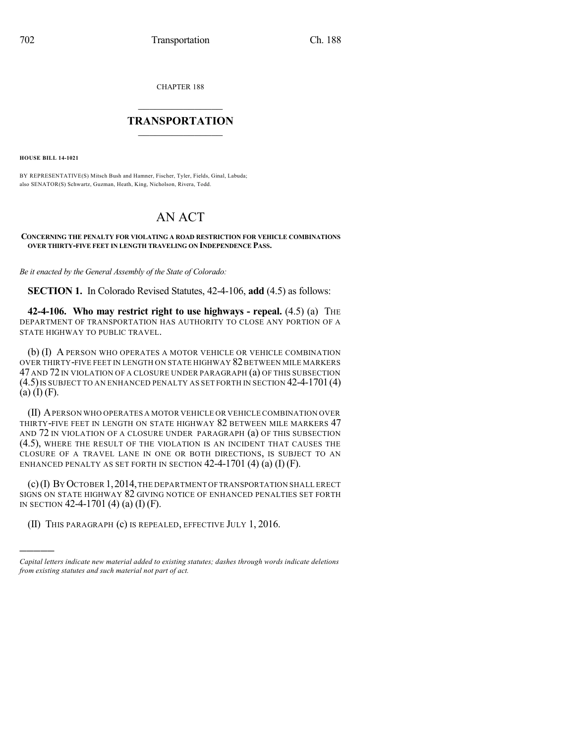CHAPTER 188

# TRANSPORTATION

**HOUSE BILL 14-1021**

BY REPRESENTATIVE(S) Mitsch Bush and Hamner, Fischer, Tyler, Fields, Ginal, Labuda; also SENATOR(S) Schwartz, Guzman, Heath, King, Nicholson, Rivera, Todd.

# AN ACT

**CONCERNING THE PENALTY FOR VIOLATING A ROAD RESTRICTION FOR VEHICLE COMBINATIONS OVER THIRTY-FIVE FEET IN LENGTH TRAVELING ON INDEPENDENCE PASS.**

*Be it enacted by the General Assembly of the State of Colorado:*

**SECTION 1.** In Colorado Revised Statutes, 42-4-106, **add** (4.5) as follows:

**42-4-106. Who may restrict right to use highways - repeal.** (4.5) (a) THE DEPARTMENT OF TRANSPORTATION HAS AUTHORITY TO CLOSE ANY PORTION OF A STATE HIGHWAY TO PUBLIC TRAVEL.

(b) (I) A PERSON WHO OPERATES A MOTOR VEHICLE OR VEHICLE COMBINATION OVER THIRTY-FIVE FEET IN LENGTH ON STATE HIGHWAY 82 BETWEEN MILE MARKERS 47 AND 72 IN VIOLATION OF A CLOSURE UNDER PARAGRAPH (a) OF THIS SUBSECTION (4.5) IS SUBJECT TO AN ENHANCED PENALTY AS SET FORTH IN SECTION 42-4-1701 (4) (a) (I) (F).

(II) A PERSON WHO OPERATES A MOTOR VEHICLE OR VEHICLE COMBINATION OVER THIRTY-FIVE FEET IN LENGTH ON STATE HIGHWAY 82 BETWEEN MILE MARKERS 47 AND 72 IN VIOLATION OF A CLOSURE UNDER PARAGRAPH (a) OF THIS SUBSECTION (4.5), WHERE THE RESULT OF THE VIOLATION IS AN INCIDENT THAT CAUSES THE CLOSURE OF A TRAVEL LANE IN ONE OR BOTH DIRECTIONS, IS SUBJECT TO AN ENHANCED PENALTY AS SET FORTH IN SECTION 42-4-1701 (4) (a) (I) (F).

(c) (I) BY OCTOBER 1, 2014, THE DEPARTMENT OF TRANSPORTATION SHALL ERECT SIGNS ON STATE HIGHWAY 82 GIVING NOTICE OF ENHANCED PENALTIES SET FORTH IN SECTION 42-4-1701 (4) (a) (I) (F).

(II) THIS PARAGRAPH (c) IS REPEALED, EFFECTIVE JULY 1, 2016.

---

*Capital letters indicate new material added to existing statutes; dashes through words indicate deletions from existing statutes and such material not part of act.*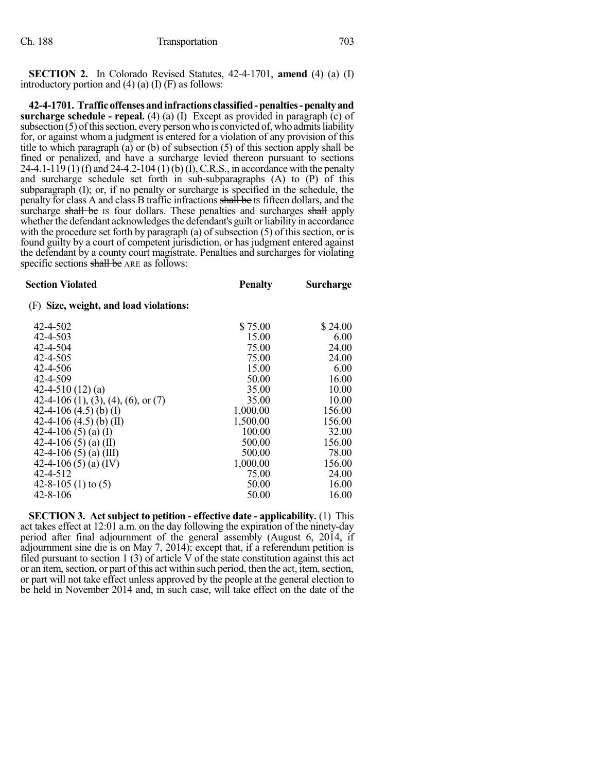**SECTION 2.** In Colorado Revised Statutes, 42-4-1701, **amend** (4) (a) (I) introductory portion and (4) (a) (I) (F) as follows:

**42-4-1701. Traffic offenses and infractions classified - penalties - penalty and surcharge schedule - repeal.** (4) (a) (I) Except as provided in paragraph (c) of subsection (5) of this section, every person who is convicted of, who admits liability for, or against whom a judgment is entered for a violation of any provision of this title to which paragraph (a) or (b) of subsection (5) of this section apply shall be fined or penalized, and have a surcharge levied thereon pursuant to sections 24-4.1-119 (1) (f) and 24-4.2-104 (1) (b) (I), C.R.S., in accordance with the penalty and surcharge schedule set forth in sub-subparagraphs (A) to (P) of this subparagraph (I); or, if no penalty or surcharge is specified in the schedule, the penalty for class A and class B traffic infractions ~~shall be~~ IS fifteen dollars, and the surcharge ~~shall be~~ IS four dollars. These penalties and surcharges ~~shall~~ apply whether the defendant acknowledges the defendant's guilt or liability in accordance with the procedure set forth by paragraph (a) of subsection (5) of this section, ~~or~~ is found guilty by a court of competent jurisdiction, or has judgment entered against the defendant by a county court magistrate. Penalties and surcharges for violating specific sections ~~shall be~~ ARE as follows:

| Section Violated | Penalty | Surcharge |
|---|---|---|
| (F) **Size, weight, and load violations:** | | |
| 42-4-502 | \$ 75.00 | \$ 24.00 |
| 42-4-503 | 15.00 | 6.00 |
| 42-4-504 | 75.00 | 24.00 |
| 42-4-505 | 75.00 | 24.00 |
| 42-4-506 | 15.00 | 6.00 |
| 42-4-509 | 50.00 | 16.00 |
| 42-4-510 (12) (a) | 35.00 | 10.00 |
| 42-4-106 (1), (3), (4), (6), or (7) | 35.00 | 10.00 |
| 42-4-106 (4.5) (b) (I) | 1,000.00 | 156.00 |
| 42-4-106 (4.5) (b) (II) | 1,500.00 | 156.00 |
| 42-4-106 (5) (a) (I) | 100.00 | 32.00 |
| 42-4-106 (5) (a) (II) | 500.00 | 156.00 |
| 42-4-106 (5) (a) (III) | 500.00 | 78.00 |
| 42-4-106 (5) (a) (IV) | 1,000.00 | 156.00 |
| 42-4-512 | 75.00 | 24.00 |
| 42-8-105 (1) to (5) | 50.00 | 16.00 |
| 42-8-106 | 50.00 | 16.00 |

**SECTION 3. Act subject to petition - effective date - applicability.** (1) This act takes effect at 12:01 a.m. on the day following the expiration of the ninety-day period after final adjournment of the general assembly (August 6, 2014, if adjournment sine die is on May 7, 2014); except that, if a referendum petition is filed pursuant to section 1 (3) of article V of the state constitution against this act or an item, section, or part of this act within such period, then the act, item, section, or part will not take effect unless approved by the people at the general election to be held in November 2014 and, in such case, will take effect on the date of the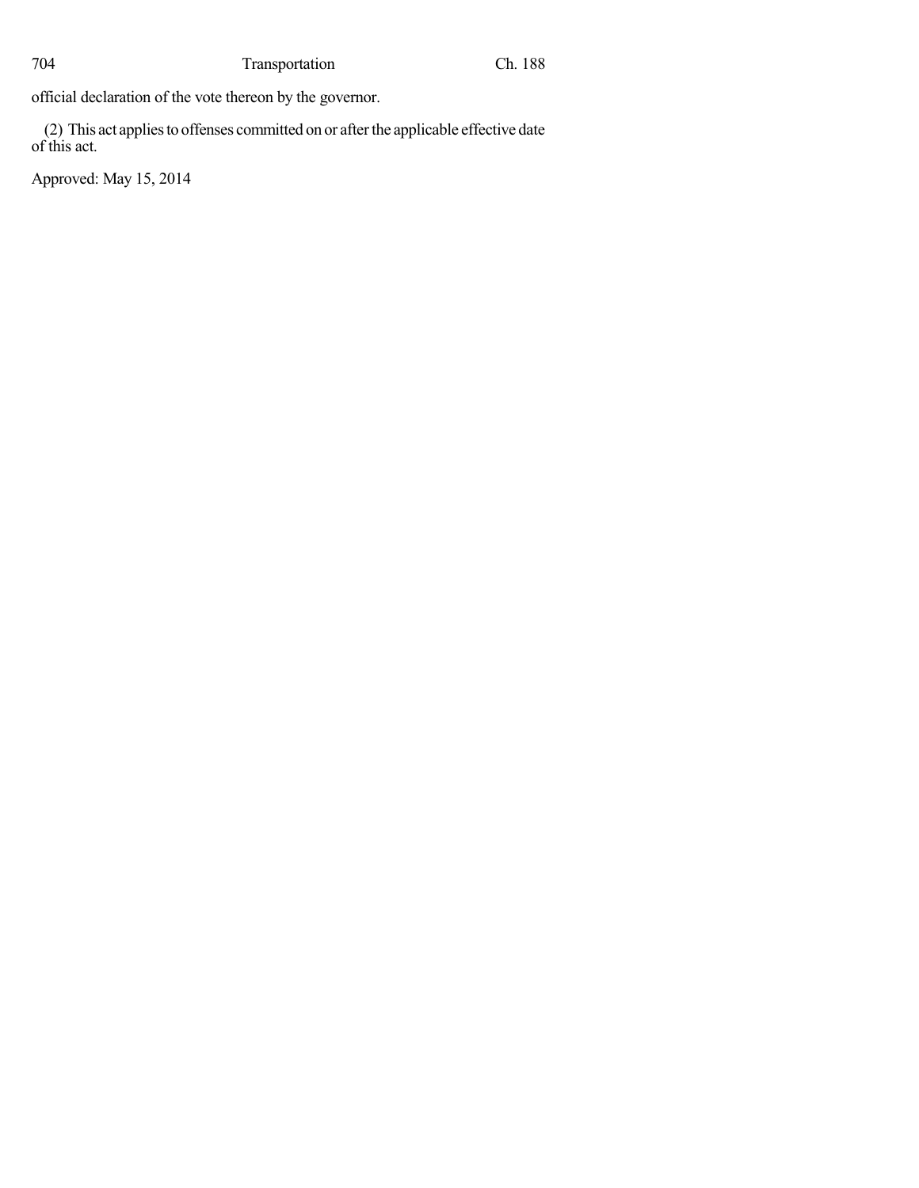official declaration of the vote thereon by the governor.

(2) This act applies to offenses committed on or after the applicable effective date of this act.

Approved: May 15, 2014